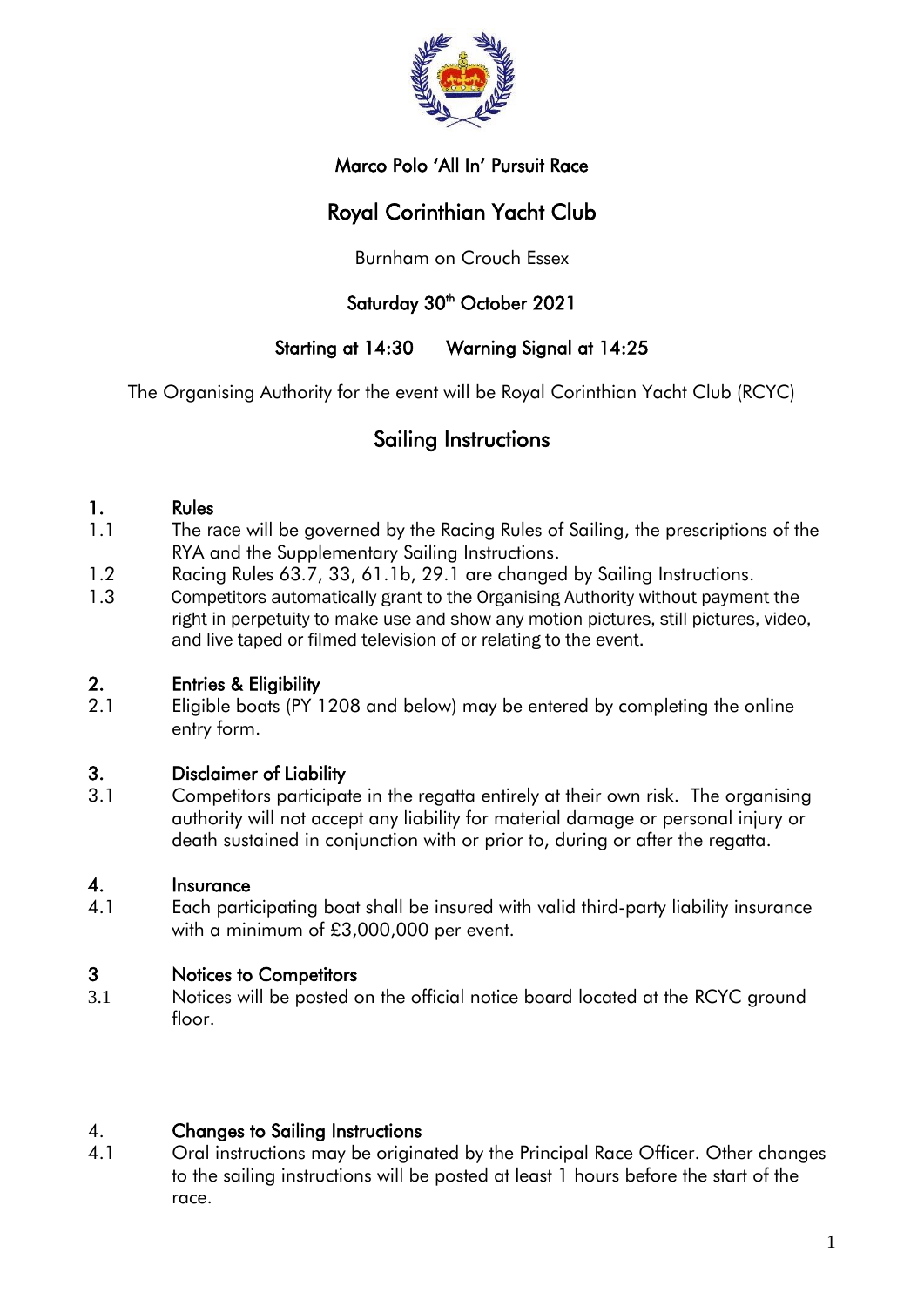# Marco Polo 'All In' Pursuit Race

# Royal Corinthian Yacht Club

Burnham on Crouch Essex

**Saturday 30th October 2021**

**Starting at 14:30 Warning Signal at 14:25**

The Organising Authority for the event will be Royal Corinthian Yacht Club (RCYC)

## Sailing Instructions

### 1. Rules

1.1 The race will be governed by the Racing Rules of Sailing, the prescriptions of the RYA and the Supplementary Sailing Instructions.

1.2 Racing Rules 63.7, 33, 61.1b, 29.1 are changed by Sailing Instructions.

1.3 Competitors automatically grant to the Organising Authority without payment the right in perpetuity to make use and show any motion pictures, still pictures, video, and live taped or filmed television of or relating to the event.

### 2. Entries & Eligibility

2.1 Eligible boats (PY 1208 and below) may be entered by completing the online entry form.

### 3. Disclaimer of Liability

3.1 Competitors participate in the regatta entirely at their own risk. The organising authority will not accept any liability for material damage or personal injury or death sustained in conjunction with or prior to, during or after the regatta.

### 4. Insurance

4.1 Each participating boat shall be insured with valid third-party liability insurance with a minimum of £3,000,000 per event.

### 3 Notices to Competitors

3.1 Notices will be posted on the official notice board located at the RCYC ground floor.

### 4. Changes to Sailing Instructions

4.1 Oral instructions may be originated by the Principal Race Officer. Other changes to the sailing instructions will be posted at least 1 hours before the start of the race.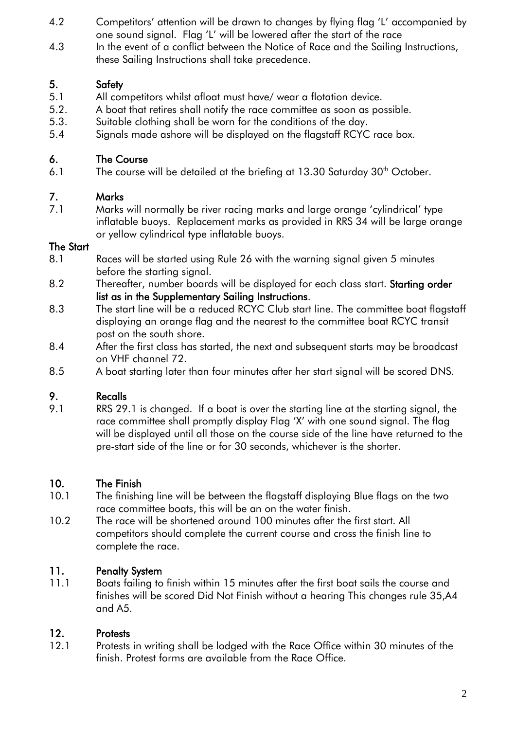4.2 Competitors' attention will be drawn to changes by flying flag 'L' accompanied by one sound signal. Flag 'L' will be lowered after the start of the race

4.3 In the event of a conflict between the Notice of Race and the Sailing Instructions, these Sailing Instructions shall take precedence.

## 5. Safety

5.1 All competitors whilst afloat must have/ wear a flotation device.

5.2. A boat that retires shall notify the race committee as soon as possible.

5.3. Suitable clothing shall be worn for the conditions of the day.

5.4 Signals made ashore will be displayed on the flagstaff RCYC race box.

## 6. The Course

6.1 The course will be detailed at the briefing at 13.30 Saturday 30th October.

## 7. Marks

7.1 Marks will normally be river racing marks and large orange 'cylindrical' type inflatable buoys. Replacement marks as provided in RRS 34 will be large orange or yellow cylindrical type inflatable buoys.

## The Start

8.1 Races will be started using Rule 26 with the warning signal given 5 minutes before the starting signal.

8.2 Thereafter, number boards will be displayed for each class start. **Starting order list as in the Supplementary Sailing Instructions**.

8.3 The start line will be a reduced RCYC Club start line. The committee boat flagstaff displaying an orange flag and the nearest to the committee boat RCYC transit post on the south shore.

8.4 After the first class has started, the next and subsequent starts may be broadcast on VHF channel 72.

8.5 A boat starting later than four minutes after her start signal will be scored DNS.

## 9. Recalls

9.1 RRS 29.1 is changed. If a boat is over the starting line at the starting signal, the race committee shall promptly display Flag 'X' with one sound signal. The flag will be displayed until all those on the course side of the line have returned to the pre-start side of the line or for 30 seconds, whichever is the shorter.

## 10. The Finish

10.1 The finishing line will be between the flagstaff displaying Blue flags on the two race committee boats, this will be an on the water finish.

10.2 The race will be shortened around 100 minutes after the first start. All competitors should complete the current course and cross the finish line to complete the race.

## 11. Penalty System

11.1 Boats failing to finish within 15 minutes after the first boat sails the course and finishes will be scored Did Not Finish without a hearing This changes rule 35,A4 and A5.

## 12. Protests

12.1 Protests in writing shall be lodged with the Race Office within 30 minutes of the finish. Protest forms are available from the Race Office.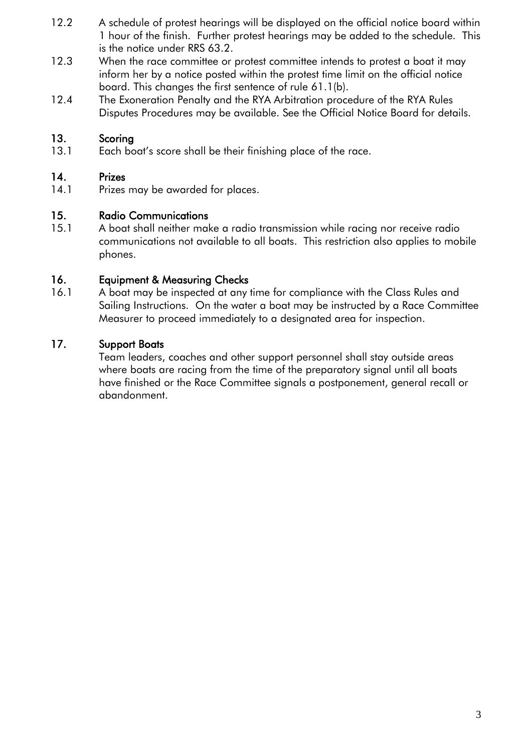12.2 A schedule of protest hearings will be displayed on the official notice board within 1 hour of the finish. Further protest hearings may be added to the schedule. This is the notice under RRS 63.2.

12.3 When the race committee or protest committee intends to protest a boat it may inform her by a notice posted within the protest time limit on the official notice board. This changes the first sentence of rule 61.1(b).

12.4 The Exoneration Penalty and the RYA Arbitration procedure of the RYA Rules Disputes Procedures may be available. See the Official Notice Board for details.

## 13. Scoring

13.1 Each boat's score shall be their finishing place of the race.

## 14. Prizes

14.1 Prizes may be awarded for places.

## 15. Radio Communications

15.1 A boat shall neither make a radio transmission while racing nor receive radio communications not available to all boats. This restriction also applies to mobile phones.

## 16. Equipment & Measuring Checks

16.1 A boat may be inspected at any time for compliance with the Class Rules and Sailing Instructions. On the water a boat may be instructed by a Race Committee Measurer to proceed immediately to a designated area for inspection.

## 17. Support Boats

Team leaders, coaches and other support personnel shall stay outside areas where boats are racing from the time of the preparatory signal until all boats have finished or the Race Committee signals a postponement, general recall or abandonment.